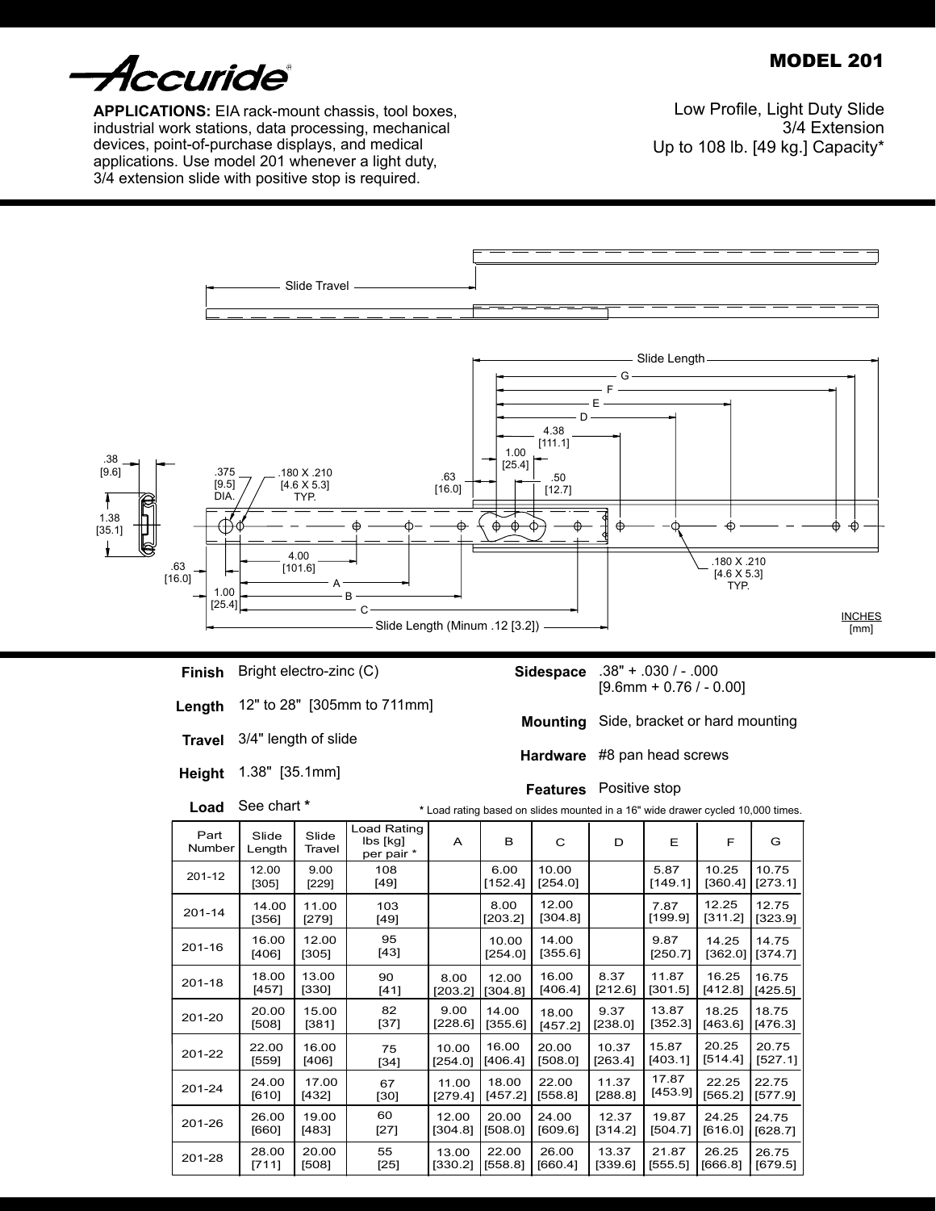Accuride

# MODEL 201

**APPLICATIONS:** EIA rack-mount chassis, tool boxes, industrial work stations, data processing, mechanical devices, point-of-purchase displays, and medical applications. Use model 201 whenever a light duty, 3/4 extension slide with positive stop is required.

Low Profile, Light Duty Slide
3/4 Extension
Up to 108 lb. [49 kg.] Capacity*

Slide Travel

Slide Length

G

F

E

D

4.38 [111.1]

1.00 [25.4]

.38 [9.6]

.375 [9.5] DIA.

.180 X .210 [4.6 X 5.3] TYP.

.63 [16.0]

.50 [12.7]

1.38 [35.1]

4.00 [101.6]

.63 [16.0]

1.00 [25.4]

A

B

C

.180 X .210 [4.6 X 5.3] TYP.

Slide Length (Minum .12 [3.2])

INCHES [mm]

**Finish** Bright electro-zinc (C)

**Length** 12" to 28" [305mm to 711mm]

**Travel** 3/4" length of slide

**Height** 1.38" [35.1mm]

**Load** See chart *

**Sidespace** .38" + .030 / - .000 [9.6mm + 0.76 / - 0.00]

**Mounting** Side, bracket or hard mounting

**Hardware** #8 pan head screws

**Features** Positive stop

* Load rating based on slides mounted in a 16" wide drawer cycled 10,000 times.

| Part Number | Slide Length | Slide Travel | Load Rating lbs [kg] per pair * | A | B | C | D | E | F | G |
|---|---|---|---|---|---|---|---|---|---|---|
| 201-12 | 12.00 [305] | 9.00 [229] | 108 [49] | | 6.00 [152.4] | 10.00 [254.0] | | 5.87 [149.1] | 10.25 [360.4] | 10.75 [273.1] |
| 201-14 | 14.00 [356] | 11.00 [279] | 103 [49] | | 8.00 [203.2] | 12.00 [304.8] | | 7.87 [199.9] | 12.25 [311.2] | 12.75 [323.9] |
| 201-16 | 16.00 [406] | 12.00 [305] | 95 [43] | | 10.00 [254.0] | 14.00 [355.6] | | 9.87 [250.7] | 14.25 [362.0] | 14.75 [374.7] |
| 201-18 | 18.00 [457] | 13.00 [330] | 90 [41] | 8.00 [203.2] | 12.00 [304.8] | 16.00 [406.4] | 8.37 [212.6] | 11.87 [301.5] | 16.25 [412.8] | 16.75 [425.5] |
| 201-20 | 20.00 [508] | 15.00 [381] | 82 [37] | 9.00 [228.6] | 14.00 [355.6] | 18.00 [457.2] | 9.37 [238.0] | 13.87 [352.3] | 18.25 [463.6] | 18.75 [476.3] |
| 201-22 | 22.00 [559] | 16.00 [406] | 75 [34] | 10.00 [254.0] | 16.00 [406.4] | 20.00 [508.0] | 10.37 [263.4] | 15.87 [403.1] | 20.25 [514.4] | 20.75 [527.1] |
| 201-24 | 24.00 [610] | 17.00 [432] | 67 [30] | 11.00 [279.4] | 18.00 [457.2] | 22.00 [558.8] | 11.37 [288.8] | 17.87 [453.9] | 22.25 [565.2] | 22.75 [577.9] |
| 201-26 | 26.00 [660] | 19.00 [483] | 60 [27] | 12.00 [304.8] | 20.00 [508.0] | 24.00 [609.6] | 12.37 [314.2] | 19.87 [504.7] | 24.25 [616.0] | 24.75 [628.7] |
| 201-28 | 28.00 [711] | 20.00 [508] | 55 [25] | 13.00 [330.2] | 22.00 [558.8] | 26.00 [660.4] | 13.37 [339.6] | 21.87 [555.5] | 26.25 [666.8] | 26.75 [679.5] |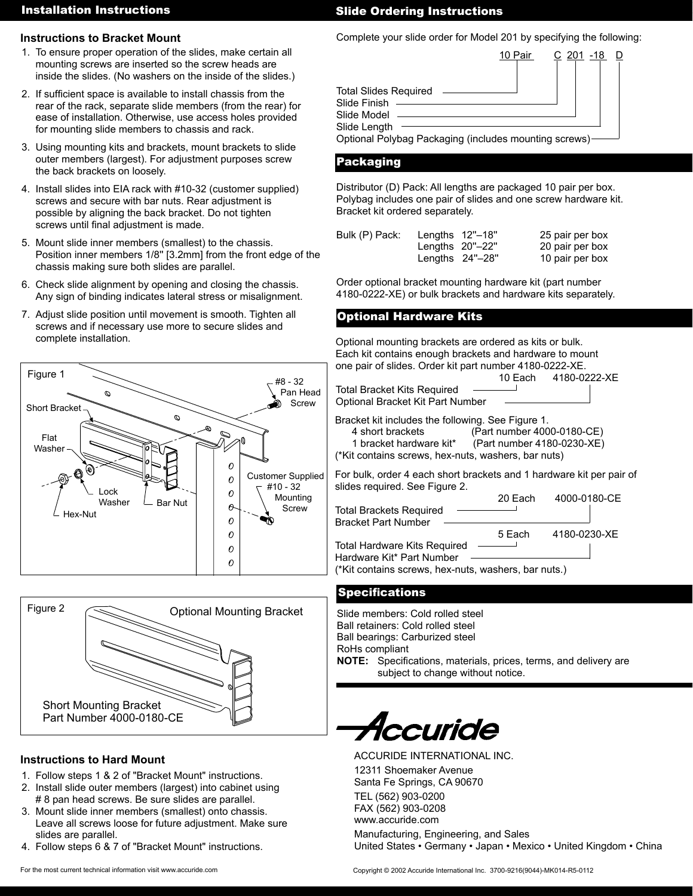## Installation Instructions

### Instructions to Bracket Mount

1. To ensure proper operation of the slides, make certain all mounting screws are inserted so the screw heads are inside the slides. (No washers on the inside of the slides.)
2. If sufficient space is available to install chassis from the rear of the rack, separate slide members (from the rear) for ease of installation. Otherwise, use access holes provided for mounting slide members to chassis and rack.
3. Using mounting kits and brackets, mount brackets to slide outer members (largest). For adjustment purposes screw the back brackets on loosely.
4. Install slides into EIA rack with #10-32 (customer supplied) screws and secure with bar nuts. Rear adjustment is possible by aligning the back bracket. Do not tighten screws until final adjustment is made.
5. Mount slide inner members (smallest) to the chassis. Position inner members 1/8" [3.2mm] from the front edge of the chassis making sure both slides are parallel.
6. Check slide alignment by opening and closing the chassis. Any sign of binding indicates lateral stress or misalignment.
7. Adjust slide position until movement is smooth. Tighten all screws and if necessary use more to secure slides and complete installation.

Figure 1

Short Bracket
Flat Washer
Lock Washer
Hex-Nut
Bar Nut
#8 - 32 Pan Head Screw
Customer Supplied #10 - 32 Mounting Screw

Figure 2

Optional Mounting Bracket

Short Mounting Bracket
Part Number 4000-0180-CE

### Instructions to Hard Mount

1. Follow steps 1 & 2 of "Bracket Mount" instructions.
2. Install slide outer members (largest) into cabinet using # 8 pan head screws. Be sure slides are parallel.
3. Mount slide inner members (smallest) onto chassis. Leave all screws loose for future adjustment. Make sure slides are parallel.
4. Follow steps 6 & 7 of "Bracket Mount" instructions.

## Slide Ordering Instructions

Complete your slide order for Model 201 by specifying the following:

10 Pair C 201 -18 D

- Total Slides Required (10 Pair)
- Slide Finish (C)
- Slide Model (201)
- Slide Length (-18)
- Optional Polybag Packaging (includes mounting screws) (D)

## Packaging

Distributor (D) Pack: All lengths are packaged 10 pair per box. Polybag includes one pair of slides and one screw hardware kit. Bracket kit ordered separately.

| | | |
|---|---|---|
| Bulk (P) Pack: | Lengths 12"–18" | 25 pair per box |
| | Lengths 20"–22" | 20 pair per box |
| | Lengths 24"–28" | 10 pair per box |

Order optional bracket mounting hardware kit (part number 4180-0222-XE) or bulk brackets and hardware kits separately.

## Optional Hardware Kits

Optional mounting brackets are ordered as kits or bulk. Each kit contains enough brackets and hardware to mount one pair of slides. Order kit part number 4180-0222-XE.

10 Each 4180-0222-XE

- Total Bracket Kits Required (10 Each)
- Optional Bracket Kit Part Number (4180-0222-XE)

Bracket kit includes the following. See Figure 1.

- 4 short brackets (Part number 4000-0180-CE)
- 1 bracket hardware kit* (Part number 4180-0230-XE)

(*Kit contains screws, hex-nuts, washers, bar nuts)

For bulk, order 4 each short brackets and 1 hardware kit per pair of slides required. See Figure 2.

20 Each 4000-0180-CE

- Total Brackets Required (20 Each)
- Bracket Part Number (4000-0180-CE)

5 Each 4180-0230-XE

- Total Hardware Kits Required (5 Each)
- Hardware Kit* Part Number (4180-0230-XE)

(*Kit contains screws, hex-nuts, washers, bar nuts.)

## Specifications

Slide members: Cold rolled steel
Ball retainers: Cold rolled steel
Ball bearings: Carburized steel
RoHs compliant

**NOTE:** Specifications, materials, prices, terms, and delivery are subject to change without notice.

Accuride

ACCURIDE INTERNATIONAL INC.
12311 Shoemaker Avenue
Santa Fe Springs, CA 90670
TEL (562) 903-0200
FAX (562) 903-0208
www.accuride.com

Manufacturing, Engineering, and Sales
United States • Germany • Japan • Mexico • United Kingdom • China

For the most current technical information visit www.accuride.com

Copyright © 2002 Accuride International Inc. 3700-9216(9044)-MK014-R5-0112